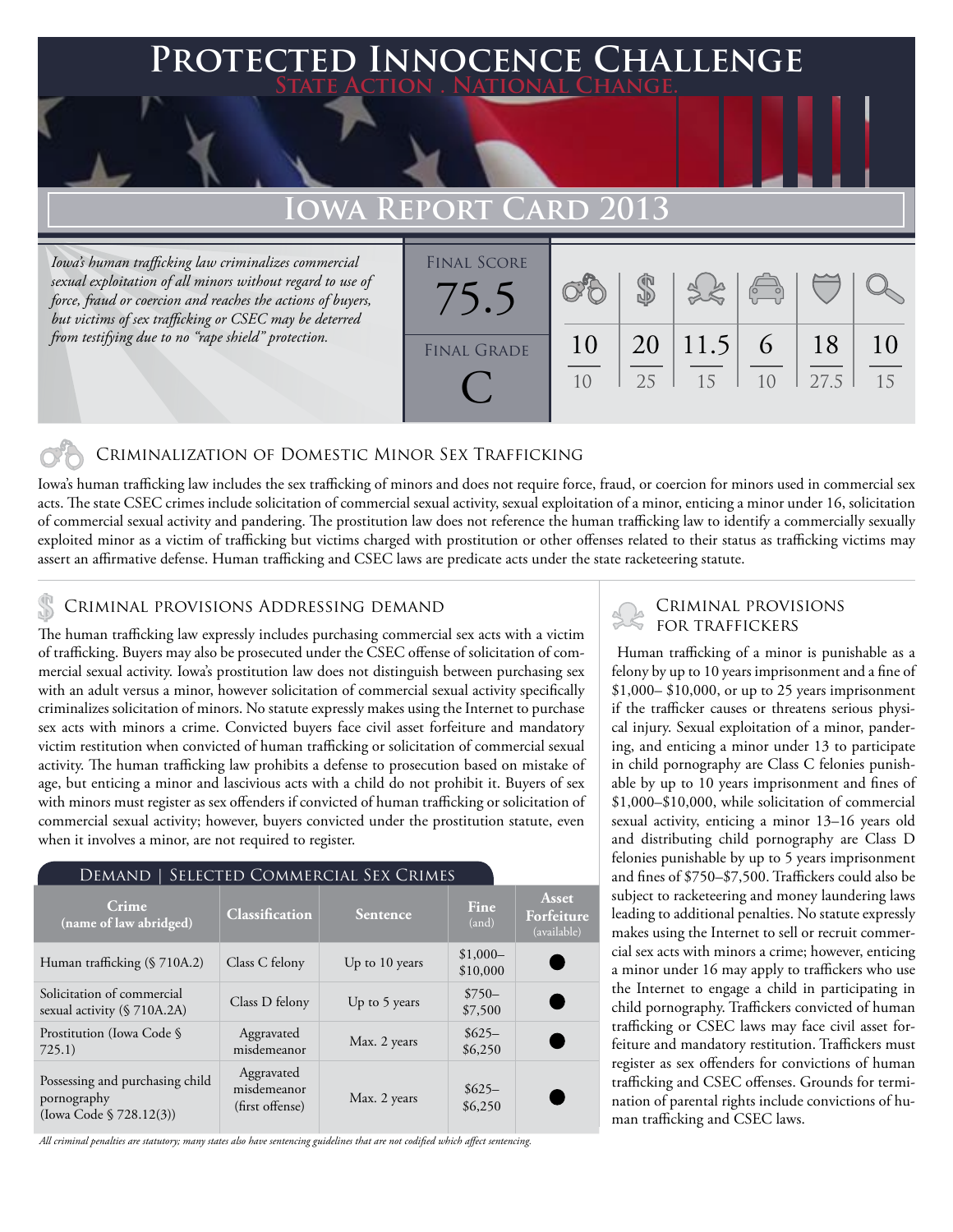# Protected Innocence Challenge

State Action . National Change.

## Iowa Report Card 2013

*Iowa's human trafficking law criminalizes commercial sexual exploitation of all minors without regard to use of force, fraud or coercion and reaches the actions of buyers, but victims of sex trafficking or CSEC may be deterred from testifying due to no "rape shield" protection.*

Final Score: 75.5

Final Grade: C

| Criminalization of Domestic Minor Sex Trafficking | Criminal Provisions Addressing Demand | Criminal Provisions for Traffickers | Criminal Provisions for Facilitators | Protective Provisions for the Child Victims | Criminal Justice Tools for Investigation and Prosecution |
|---|---|---|---|---|---|
| 10/10 | 20/25 | 11.5/15 | 6/10 | 18/27.5 | 10/15 |

## Criminalization of Domestic Minor Sex Trafficking

Iowa's human trafficking law includes the sex trafficking of minors and does not require force, fraud, or coercion for minors used in commercial sex acts. The state CSEC crimes include solicitation of commercial sexual activity, sexual exploitation of a minor, enticing a minor under 16, solicitation of commercial sexual activity and pandering. The prostitution law does not reference the human trafficking law to identify a commercially sexually exploited minor as a victim of trafficking but victims charged with prostitution or other offenses related to their status as trafficking victims may assert an affirmative defense. Human trafficking and CSEC laws are predicate acts under the state racketeering statute.

## Criminal provisions Addressing demand

The human trafficking law expressly includes purchasing commercial sex acts with a victim of trafficking. Buyers may also be prosecuted under the CSEC offense of solicitation of commercial sexual activity. Iowa's prostitution law does not distinguish between purchasing sex with an adult versus a minor, however solicitation of commercial sexual activity specifically criminalizes solicitation of minors. No statute expressly makes using the Internet to purchase sex acts with minors a crime. Convicted buyers face civil asset forfeiture and mandatory victim restitution when convicted of human trafficking or solicitation of commercial sexual activity. The human trafficking law prohibits a defense to prosecution based on mistake of age, but enticing a minor and lascivious acts with a child do not prohibit it. Buyers of sex with minors must register as sex offenders if convicted of human trafficking or solicitation of commercial sexual activity; however, buyers convicted under the prostitution statute, even when it involves a minor, are not required to register.

### Demand | Selected Commercial Sex Crimes

| Crime (name of law abridged) | Classification | Sentence | Fine (and) | Asset Forfeiture (available) |
|---|---|---|---|---|
| Human trafficking (§ 710A.2) | Class C felony | Up to 10 years | $1,000–$10,000 | ● |
| Solicitation of commercial sexual activity (§ 710A.2A) | Class D felony | Up to 5 years | $750–$7,500 | ● |
| Prostitution (Iowa Code § 725.1) | Aggravated misdemeanor | Max. 2 years | $625–$6,250 | ● |
| Possessing and purchasing child pornography (Iowa Code § 728.12(3)) | Aggravated misdemeanor (first offense) | Max. 2 years | $625–$6,250 | ● |

*All criminal penalties are statutory; many states also have sentencing guidelines that are not codified which affect sentencing.*

## Criminal provisions for traffickers

Human trafficking of a minor is punishable as a felony by up to 10 years imprisonment and a fine of $1,000– $10,000, or up to 25 years imprisonment if the trafficker causes or threatens serious physical injury. Sexual exploitation of a minor, pandering, and enticing a minor under 13 to participate in child pornography are Class C felonies punishable by up to 10 years imprisonment and fines of $1,000–$10,000, while solicitation of commercial sexual activity, enticing a minor 13–16 years old and distributing child pornography are Class D felonies punishable by up to 5 years imprisonment and fines of $750–$7,500. Traffickers could also be subject to racketeering and money laundering laws leading to additional penalties. No statute expressly makes using the Internet to sell or recruit commercial sex acts with minors a crime; however, enticing a minor under 16 may apply to traffickers who use the Internet to engage a child in participating in child pornography. Traffickers convicted of human trafficking or CSEC laws may face civil asset forfeiture and mandatory restitution. Traffickers must register as sex offenders for convictions of human trafficking and CSEC offenses. Grounds for termination of parental rights include convictions of human trafficking and CSEC laws.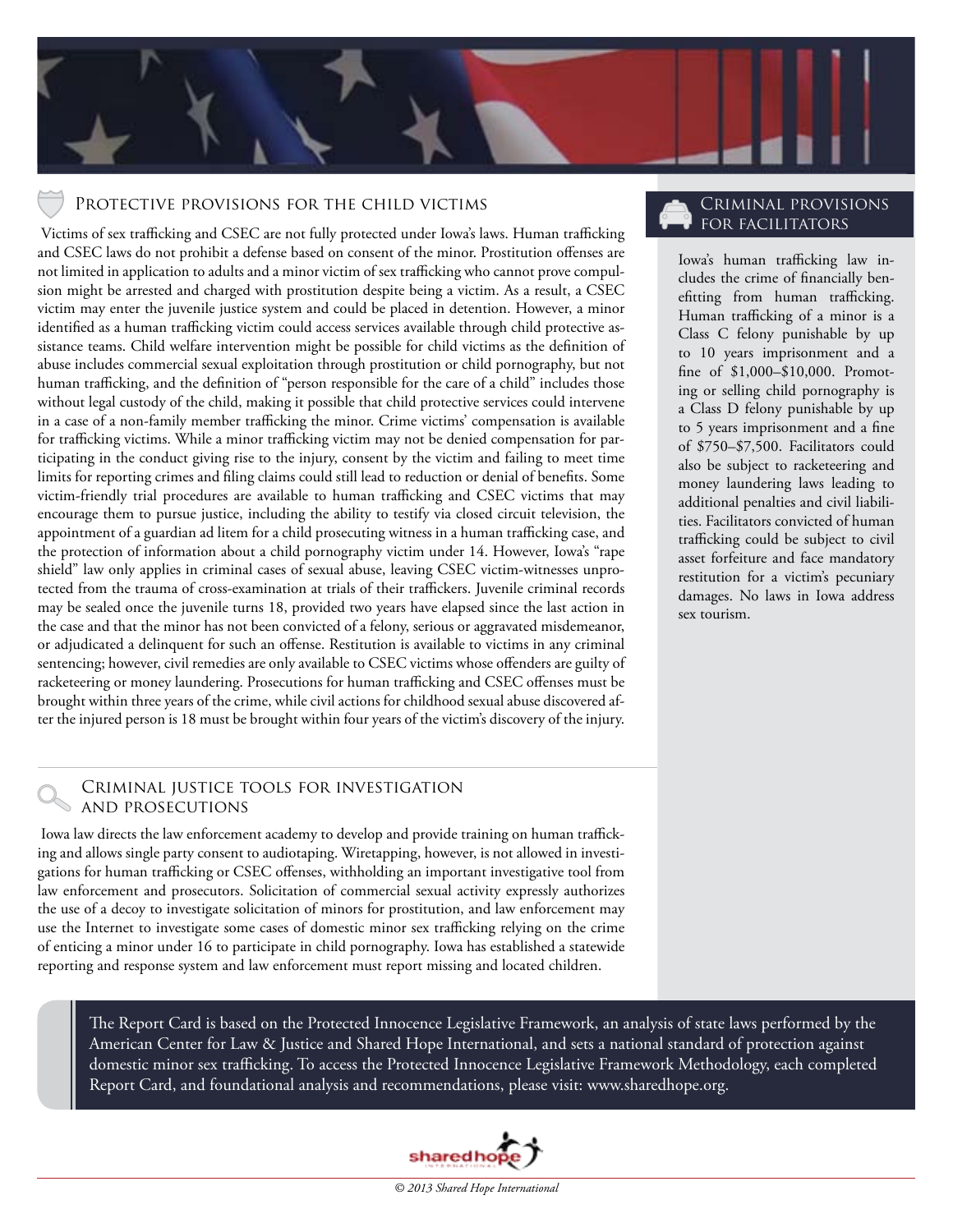## Protective provisions for the child victims

Victims of sex trafficking and CSEC are not fully protected under Iowa's laws. Human trafficking and CSEC laws do not prohibit a defense based on consent of the minor. Prostitution offenses are not limited in application to adults and a minor victim of sex trafficking who cannot prove compulsion might be arrested and charged with prostitution despite being a victim. As a result, a CSEC victim may enter the juvenile justice system and could be placed in detention. However, a minor identified as a human trafficking victim could access services available through child protective assistance teams. Child welfare intervention might be possible for child victims as the definition of abuse includes commercial sexual exploitation through prostitution or child pornography, but not human trafficking, and the definition of "person responsible for the care of a child" includes those without legal custody of the child, making it possible that child protective services could intervene in a case of a non-family member trafficking the minor. Crime victims' compensation is available for trafficking victims. While a minor trafficking victim may not be denied compensation for participating in the conduct giving rise to the injury, consent by the victim and failing to meet time limits for reporting crimes and filing claims could still lead to reduction or denial of benefits. Some victim-friendly trial procedures are available to human trafficking and CSEC victims that may encourage them to pursue justice, including the ability to testify via closed circuit television, the appointment of a guardian ad litem for a child prosecuting witness in a human trafficking case, and the protection of information about a child pornography victim under 14. However, Iowa's "rape shield" law only applies in criminal cases of sexual abuse, leaving CSEC victim-witnesses unprotected from the trauma of cross-examination at trials of their traffickers. Juvenile criminal records may be sealed once the juvenile turns 18, provided two years have elapsed since the last action in the case and that the minor has not been convicted of a felony, serious or aggravated misdemeanor, or adjudicated a delinquent for such an offense. Restitution is available to victims in any criminal sentencing; however, civil remedies are only available to CSEC victims whose offenders are guilty of racketeering or money laundering. Prosecutions for human trafficking and CSEC offenses must be brought within three years of the crime, while civil actions for childhood sexual abuse discovered after the injured person is 18 must be brought within four years of the victim's discovery of the injury.

## Criminal justice tools for investigation and prosecutions

Iowa law directs the law enforcement academy to develop and provide training on human trafficking and allows single party consent to audiotaping. Wiretapping, however, is not allowed in investigations for human trafficking or CSEC offenses, withholding an important investigative tool from law enforcement and prosecutors. Solicitation of commercial sexual activity expressly authorizes the use of a decoy to investigate solicitation of minors for prostitution, and law enforcement may use the Internet to investigate some cases of domestic minor sex trafficking relying on the crime of enticing a minor under 16 to participate in child pornography. Iowa has established a statewide reporting and response system and law enforcement must report missing and located children.

## Criminal provisions for facilitators

Iowa's human trafficking law includes the crime of financially benefitting from human trafficking. Human trafficking of a minor is a Class C felony punishable by up to 10 years imprisonment and a fine of $1,000–$10,000. Promoting or selling child pornography is a Class D felony punishable by up to 5 years imprisonment and a fine of $750–$7,500. Facilitators could also be subject to racketeering and money laundering laws leading to additional penalties and civil liabilities. Facilitators convicted of human trafficking could be subject to civil asset forfeiture and face mandatory restitution for a victim's pecuniary damages. No laws in Iowa address sex tourism.

The Report Card is based on the Protected Innocence Legislative Framework, an analysis of state laws performed by the American Center for Law & Justice and Shared Hope International, and sets a national standard of protection against domestic minor sex trafficking. To access the Protected Innocence Legislative Framework Methodology, each completed Report Card, and foundational analysis and recommendations, please visit: www.sharedhope.org.

*© 2013 Shared Hope International*